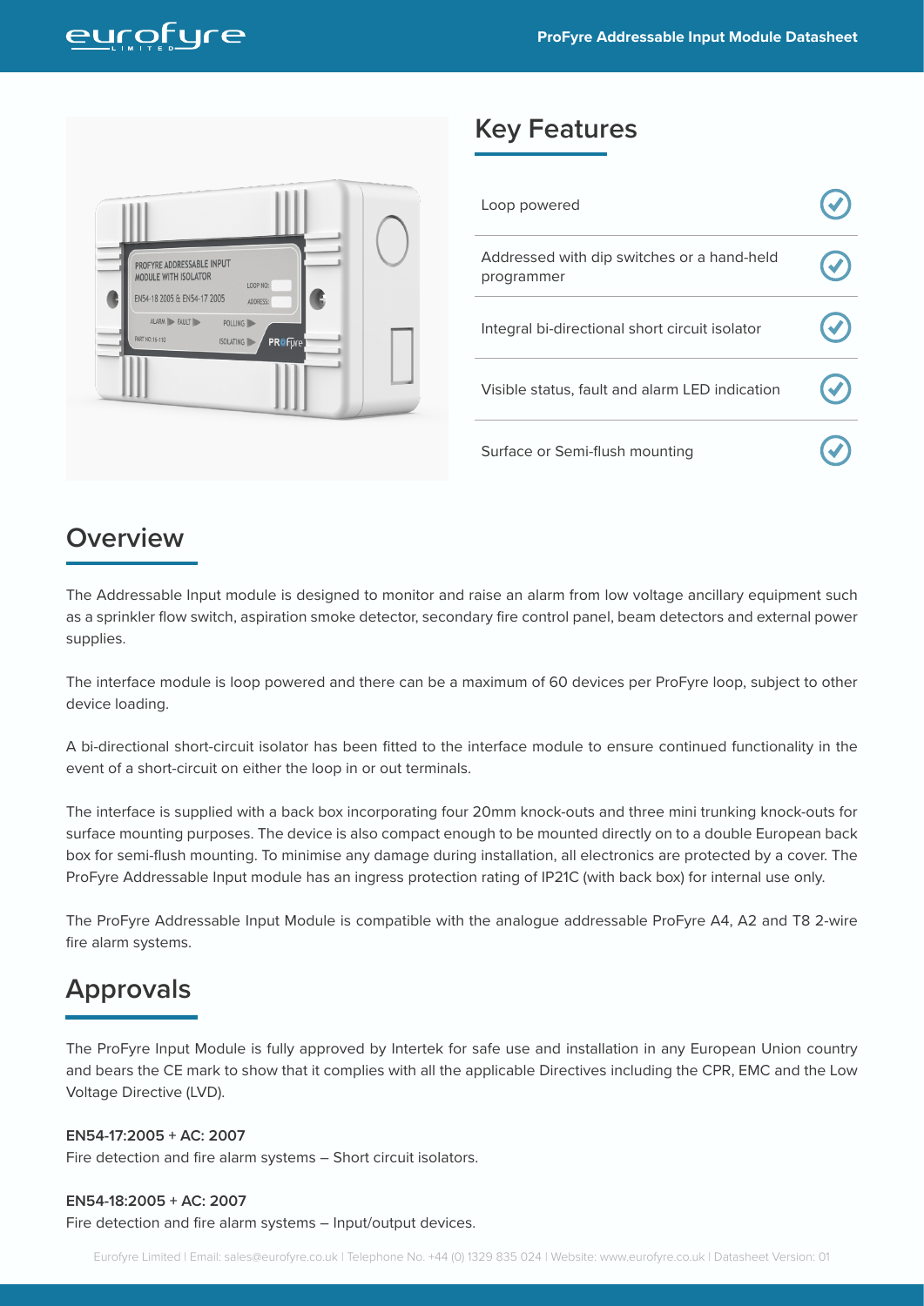## Key Features

| Feature | |
|---|---|
| Loop powered | ✓ |
| Addressed with dip switches or a hand-held programmer | ✓ |
| Integral bi-directional short circuit isolator | ✓ |
| Visible status, fault and alarm LED indication | ✓ |
| Surface or Semi-flush mounting | ✓ |

## Overview

The Addressable Input module is designed to monitor and raise an alarm from low voltage ancillary equipment such as a sprinkler flow switch, aspiration smoke detector, secondary fire control panel, beam detectors and external power supplies.

The interface module is loop powered and there can be a maximum of 60 devices per ProFyre loop, subject to other device loading.

A bi-directional short-circuit isolator has been fitted to the interface module to ensure continued functionality in the event of a short-circuit on either the loop in or out terminals.

The interface is supplied with a back box incorporating four 20mm knock-outs and three mini trunking knock-outs for surface mounting purposes. The device is also compact enough to be mounted directly on to a double European back box for semi-flush mounting. To minimise any damage during installation, all electronics are protected by a cover. The ProFyre Addressable Input module has an ingress protection rating of IP21C (with back box) for internal use only.

The ProFyre Addressable Input Module is compatible with the analogue addressable ProFyre A4, A2 and T8 2-wire fire alarm systems.

## Approvals

The ProFyre Input Module is fully approved by Intertek for safe use and installation in any European Union country and bears the CE mark to show that it complies with all the applicable Directives including the CPR, EMC and the Low Voltage Directive (LVD).

**EN54-17:2005 + AC: 2007**
Fire detection and fire alarm systems – Short circuit isolators.

**EN54-18:2005 + AC: 2007**
Fire detection and fire alarm systems – Input/output devices.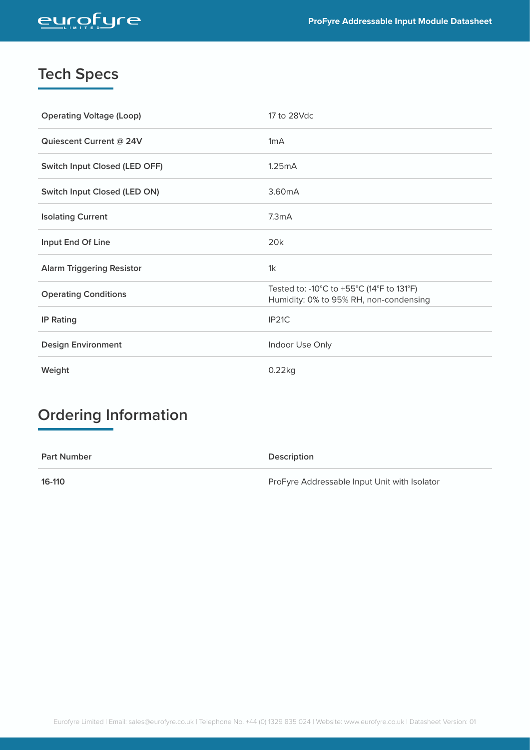## Tech Specs

| | |
|---|---|
| **Operating Voltage (Loop)** | 17 to 28Vdc |
| **Quiescent Current @ 24V** | 1mA |
| **Switch Input Closed (LED OFF)** | 1.25mA |
| **Switch Input Closed (LED ON)** | 3.60mA |
| **Isolating Current** | 7.3mA |
| **Input End Of Line** | 20k |
| **Alarm Triggering Resistor** | 1k |
| **Operating Conditions** | Tested to: -10°C to +55°C (14°F to 131°F)<br>Humidity: 0% to 95% RH, non-condensing |
| **IP Rating** | IP21C |
| **Design Environment** | Indoor Use Only |
| **Weight** | 0.22kg |

## Ordering Information

| Part Number | Description |
|---|---|
| **16-110** | ProFyre Addressable Input Unit with Isolator |

Eurofyre Limited | Email: sales@eurofyre.co.uk | Telephone No. +44 (0) 1329 835 024 | Website: www.eurofyre.co.uk | Datasheet Version: 01